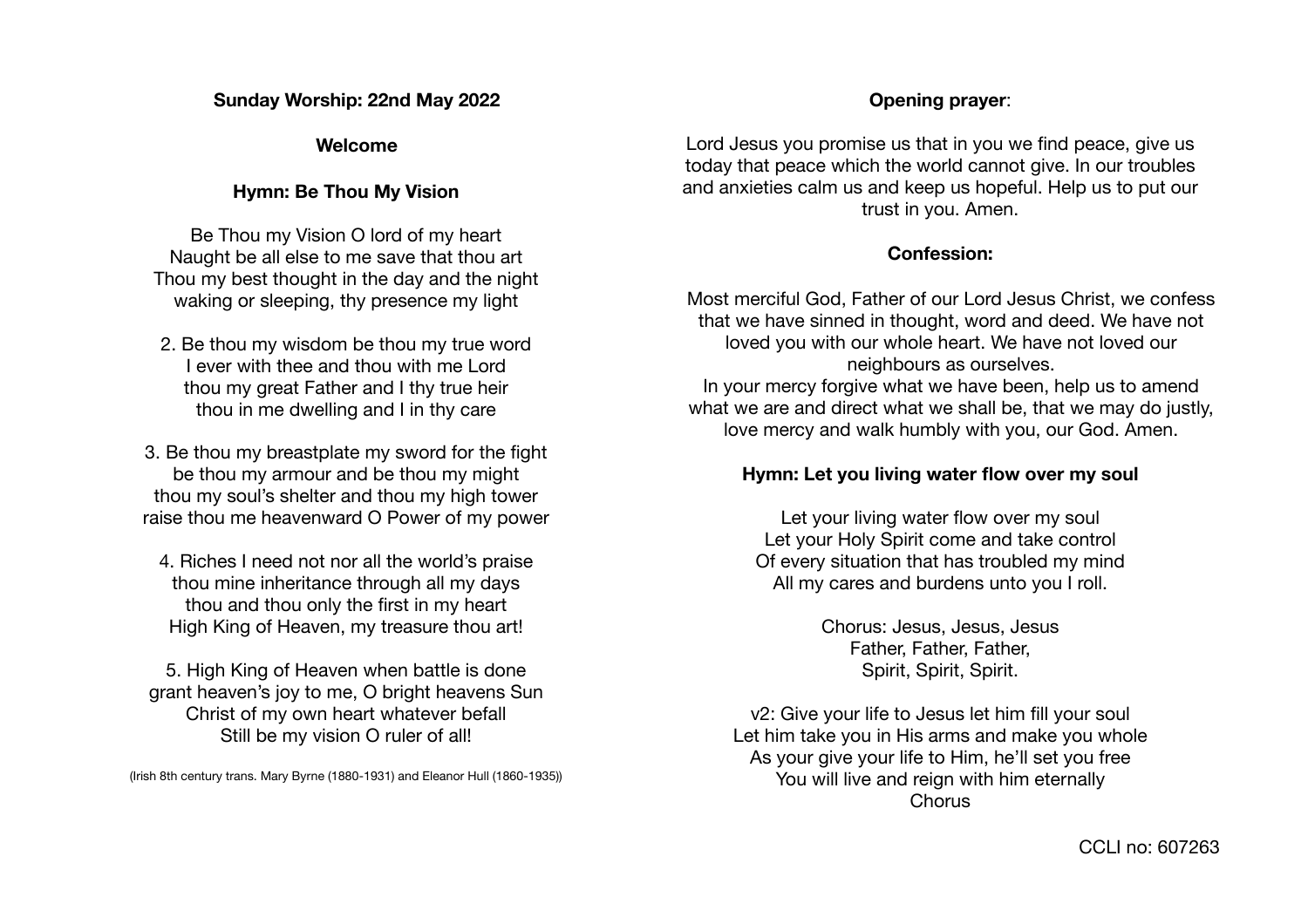**Sunday Worship: 22nd May 2022**

**Welcome**

**Hymn: Be Thou My Vision**

Be Thou my Vision O lord of my heart
Naught be all else to me save that thou art
Thou my best thought in the day and the night
waking or sleeping, thy presence my light

2. Be thou my wisdom be thou my true word
I ever with thee and thou with me Lord
thou my great Father and I thy true heir
thou in me dwelling and I in thy care

3. Be thou my breastplate my sword for the fight
be thou my armour and be thou my might
thou my soul's shelter and thou my high tower
raise thou me heavenward O Power of my power

4. Riches I need not nor all the world's praise
thou mine inheritance through all my days
thou and thou only the first in my heart
High King of Heaven, my treasure thou art!

5. High King of Heaven when battle is done
grant heaven's joy to me, O bright heavens Sun
Christ of my own heart whatever befall
Still be my vision O ruler of all!

(Irish 8th century trans. Mary Byrne (1880-1931) and Eleanor Hull (1860-1935))

**Opening prayer**:

Lord Jesus you promise us that in you we find peace, give us today that peace which the world cannot give. In our troubles and anxieties calm us and keep us hopeful. Help us to put our trust in you. Amen.

**Confession:**

Most merciful God, Father of our Lord Jesus Christ, we confess that we have sinned in thought, word and deed. We have not loved you with our whole heart. We have not loved our neighbours as ourselves.
In your mercy forgive what we have been, help us to amend what we are and direct what we shall be, that we may do justly, love mercy and walk humbly with you, our God. Amen.

**Hymn: Let you living water flow over my soul**

Let your living water flow over my soul
Let your Holy Spirit come and take control
Of every situation that has troubled my mind
All my cares and burdens unto you I roll.

Chorus: Jesus, Jesus, Jesus
Father, Father, Father,
Spirit, Spirit, Spirit.

v2: Give your life to Jesus let him fill your soul
Let him take you in His arms and make you whole
As your give your life to Him, he'll set you free
You will live and reign with him eternally
Chorus

CCLI no: 607263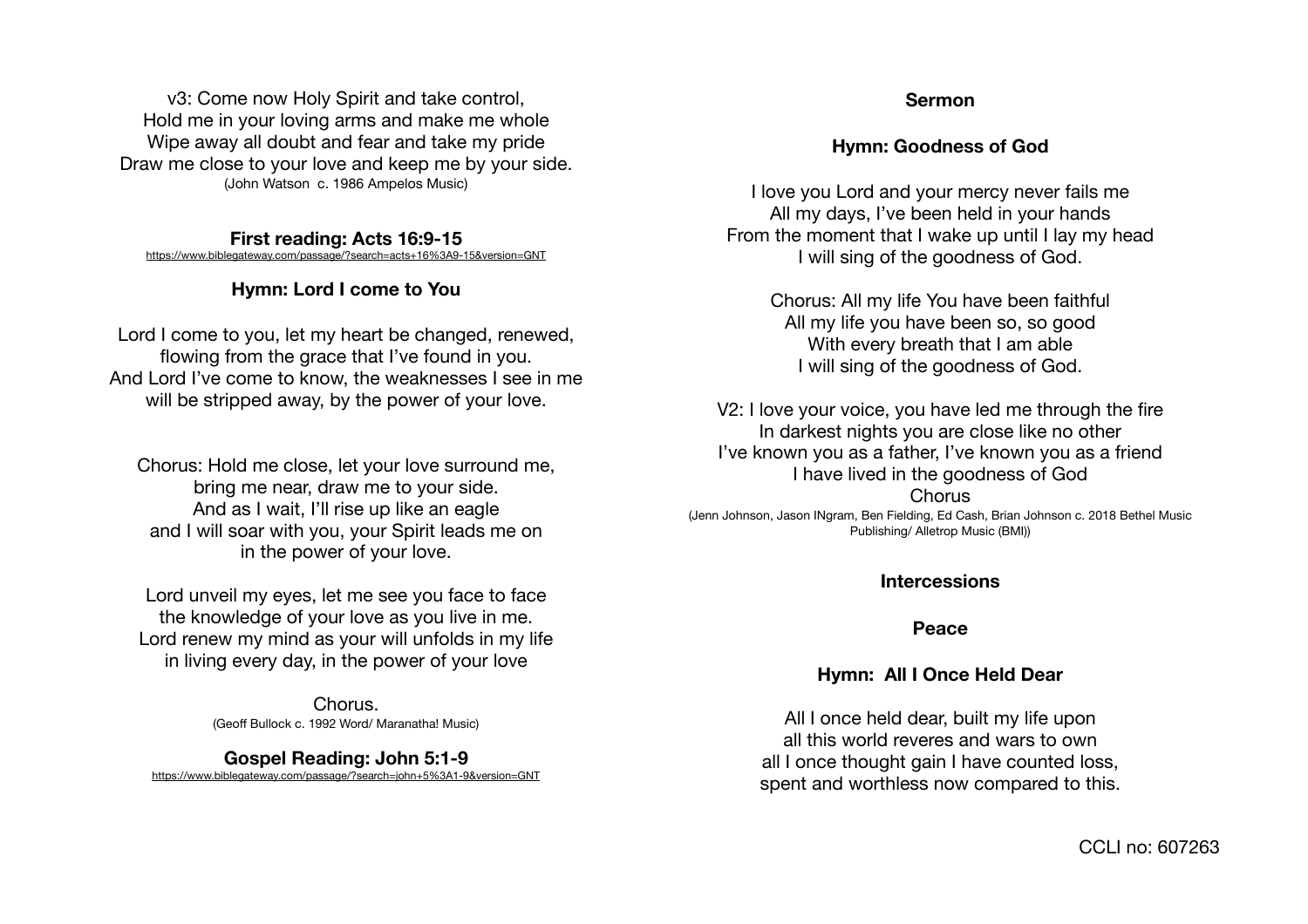v3: Come now Holy Spirit and take control,
Hold me in your loving arms and make me whole
Wipe away all doubt and fear and take my pride
Draw me close to your love and keep me by your side.
(John Watson c. 1986 Ampelos Music)

**First reading: Acts 16:9-15**
https://www.biblegateway.com/passage/?search=acts+16%3A9-15&version=GNT

**Hymn: Lord I come to You**

Lord I come to you, let my heart be changed, renewed,
flowing from the grace that I've found in you.
And Lord I've come to know, the weaknesses I see in me
will be stripped away, by the power of your love.

Chorus: Hold me close, let your love surround me,
bring me near, draw me to your side.
And as I wait, I'll rise up like an eagle
and I will soar with you, your Spirit leads me on
in the power of your love.

Lord unveil my eyes, let me see you face to face
the knowledge of your love as you live in me.
Lord renew my mind as your will unfolds in my life
in living every day, in the power of your love

Chorus.
(Geoff Bullock c. 1992 Word/ Maranatha! Music)

**Gospel Reading: John 5:1-9**
https://www.biblegateway.com/passage/?search=john+5%3A1-9&version=GNT

**Sermon**

**Hymn: Goodness of God**

I love you Lord and your mercy never fails me
All my days, I've been held in your hands
From the moment that I wake up until I lay my head
I will sing of the goodness of God.

Chorus: All my life You have been faithful
All my life you have been so, so good
With every breath that I am able
I will sing of the goodness of God.

V2: I love your voice, you have led me through the fire
In darkest nights you are close like no other
I've known you as a father, I've known you as a friend
I have lived in the goodness of God
Chorus
(Jenn Johnson, Jason INgram, Ben Fielding, Ed Cash, Brian Johnson c. 2018 Bethel Music Publishing/ Alletrop Music (BMI))

**Intercessions**

**Peace**

**Hymn: All I Once Held Dear**

All I once held dear, built my life upon
all this world reveres and wars to own
all I once thought gain I have counted loss,
spent and worthless now compared to this.

CCLI no: 607263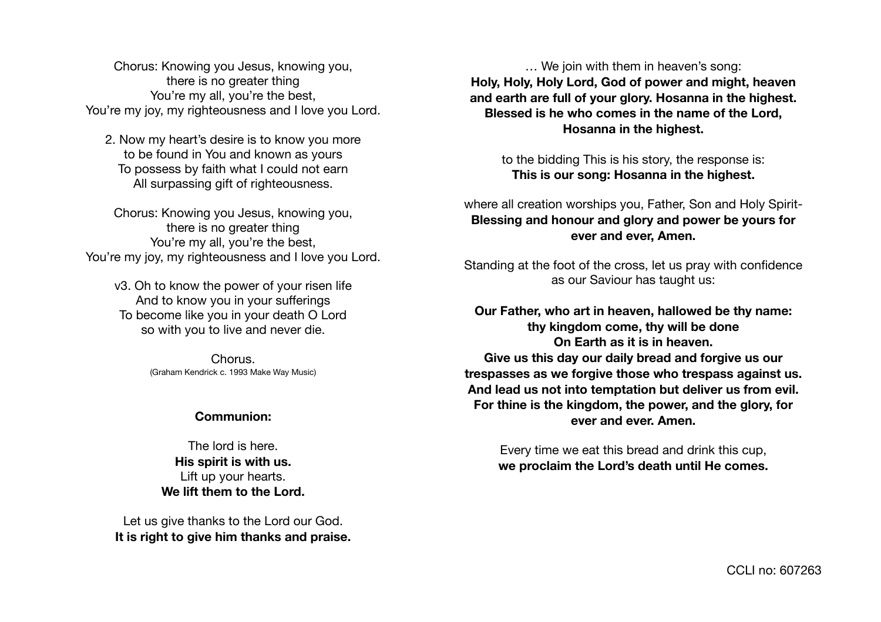Chorus: Knowing you Jesus, knowing you,
there is no greater thing
You're my all, you're the best,
You're my joy, my righteousness and I love you Lord.

2. Now my heart's desire is to know you more
to be found in You and known as yours
To possess by faith what I could not earn
All surpassing gift of righteousness.

Chorus: Knowing you Jesus, knowing you,
there is no greater thing
You're my all, you're the best,
You're my joy, my righteousness and I love you Lord.

v3. Oh to know the power of your risen life
And to know you in your sufferings
To become like you in your death O Lord
so with you to live and never die.

Chorus.
(Graham Kendrick c. 1993 Make Way Music)

**Communion:**

The lord is here.
**His spirit is with us.**
Lift up your hearts.
**We lift them to the Lord.**

Let us give thanks to the Lord our God.
**It is right to give him thanks and praise.**

… We join with them in heaven's song:
**Holy, Holy, Holy Lord, God of power and might, heaven and earth are full of your glory. Hosanna in the highest. Blessed is he who comes in the name of the Lord, Hosanna in the highest.**

to the bidding This is his story, the response is:
**This is our song: Hosanna in the highest.**

where all creation worships you, Father, Son and Holy Spirit-
**Blessing and honour and glory and power be yours for ever and ever, Amen.**

Standing at the foot of the cross, let us pray with confidence as our Saviour has taught us:

**Our Father, who art in heaven, hallowed be thy name:
thy kingdom come, thy will be done
On Earth as it is in heaven.
Give us this day our daily bread and forgive us our trespasses as we forgive those who trespass against us.
And lead us not into temptation but deliver us from evil.
For thine is the kingdom, the power, and the glory, for ever and ever. Amen.**

Every time we eat this bread and drink this cup,
**we proclaim the Lord's death until He comes.**

CCLI no: 607263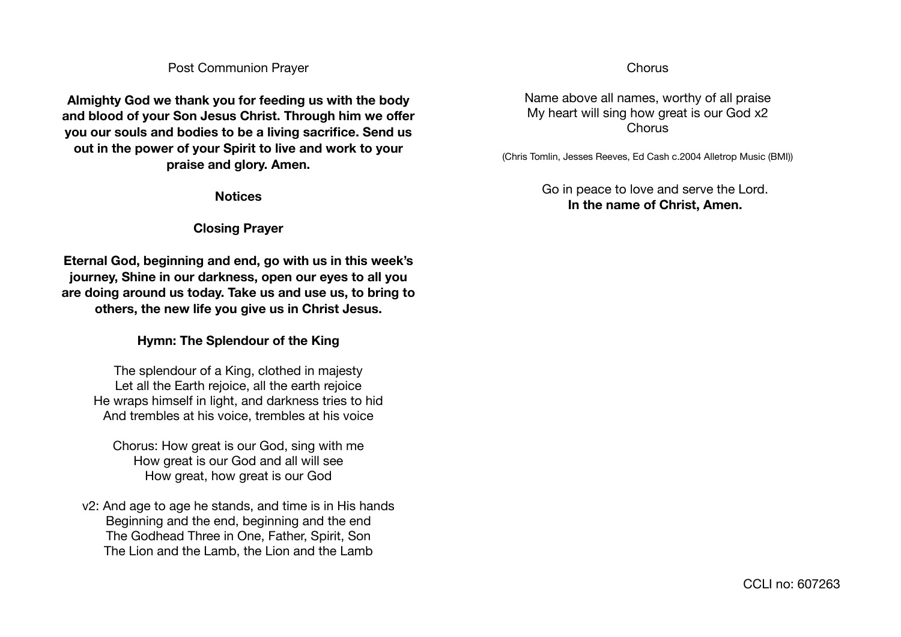Post Communion Prayer

**Almighty God we thank you for feeding us with the body and blood of your Son Jesus Christ. Through him we offer you our souls and bodies to be a living sacrifice. Send us out in the power of your Spirit to live and work to your praise and glory. Amen.**

**Notices**

**Closing Prayer**

**Eternal God, beginning and end, go with us in this week's journey, Shine in our darkness, open our eyes to all you are doing around us today. Take us and use us, to bring to others, the new life you give us in Christ Jesus.**

**Hymn: The Splendour of the King**

The splendour of a King, clothed in majesty
Let all the Earth rejoice, all the earth rejoice
He wraps himself in light, and darkness tries to hid
And trembles at his voice, trembles at his voice

Chorus: How great is our God, sing with me
How great is our God and all will see
How great, how great is our God

v2: And age to age he stands, and time is in His hands
Beginning and the end, beginning and the end
The Godhead Three in One, Father, Spirit, Son
The Lion and the Lamb, the Lion and the Lamb

Chorus

Name above all names, worthy of all praise
My heart will sing how great is our God x2
Chorus

(Chris Tomlin, Jesses Reeves, Ed Cash c.2004 Alletrop Music (BMI))

Go in peace to love and serve the Lord.
**In the name of Christ, Amen.**

CCLI no: 607263